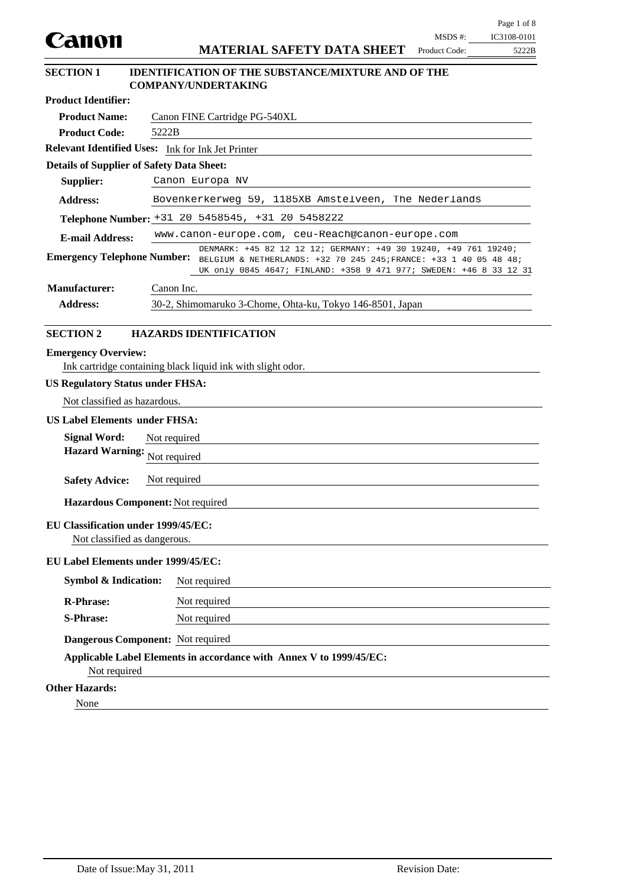**Canon** — **MATERIAL SAFETY DATA SHEET**

MSDS #: IC3108-0101
Product Code: 5222B

## SECTION 1 IDENTIFICATION OF THE SUBSTANCE/MIXTURE AND OF THE COMPANY/UNDERTAKING

**Product Identifier:**

**Product Name:** Canon FINE Cartridge PG-540XL

**Product Code:** 5222B

**Relevant Identified Uses:** Ink for Ink Jet Printer

**Details of Supplier of Safety Data Sheet:**

**Supplier:** Canon Europa NV

**Address:** Bovenkerkerweg 59, 1185XB Amstelveen, The Nederlands

**Telephone Number:** +31 20 5458545, +31 20 5458222

**E-mail Address:** www.canon-europe.com, ceu-Reach@canon-europe.com

**Emergency Telephone Number:** DENMARK: +45 82 12 12 12; GERMANY: +49 30 19240, +49 761 19240; BELGIUM & NETHERLANDS: +32 70 245 245;FRANCE: +33 1 40 05 48 48; UK only 0845 4647; FINLAND: +358 9 471 977; SWEDEN: +46 8 33 12 31

**Manufacturer:** Canon Inc.

**Address:** 30-2, Shimomaruko 3-Chome, Ohta-ku, Tokyo 146-8501, Japan

## SECTION 2 HAZARDS IDENTIFICATION

**Emergency Overview:**

Ink cartridge containing black liquid ink with slight odor.

**US Regulatory Status under FHSA:**

Not classified as hazardous.

**US Label Elements under FHSA:**

**Signal Word:** Not required

**Hazard Warning:** Not required

**Safety Advice:** Not required

**Hazardous Component:** Not required

**EU Classification under 1999/45/EC:**

Not classified as dangerous.

**EU Label Elements under 1999/45/EC:**

**Symbol & Indication:** Not required

**R-Phrase:** Not required

**S-Phrase:** Not required

**Dangerous Component:** Not required

**Applicable Label Elements in accordance with Annex V to 1999/45/EC:**

Not required

**Other Hazards:**

None

Date of Issue: May 31, 2011 Revision Date: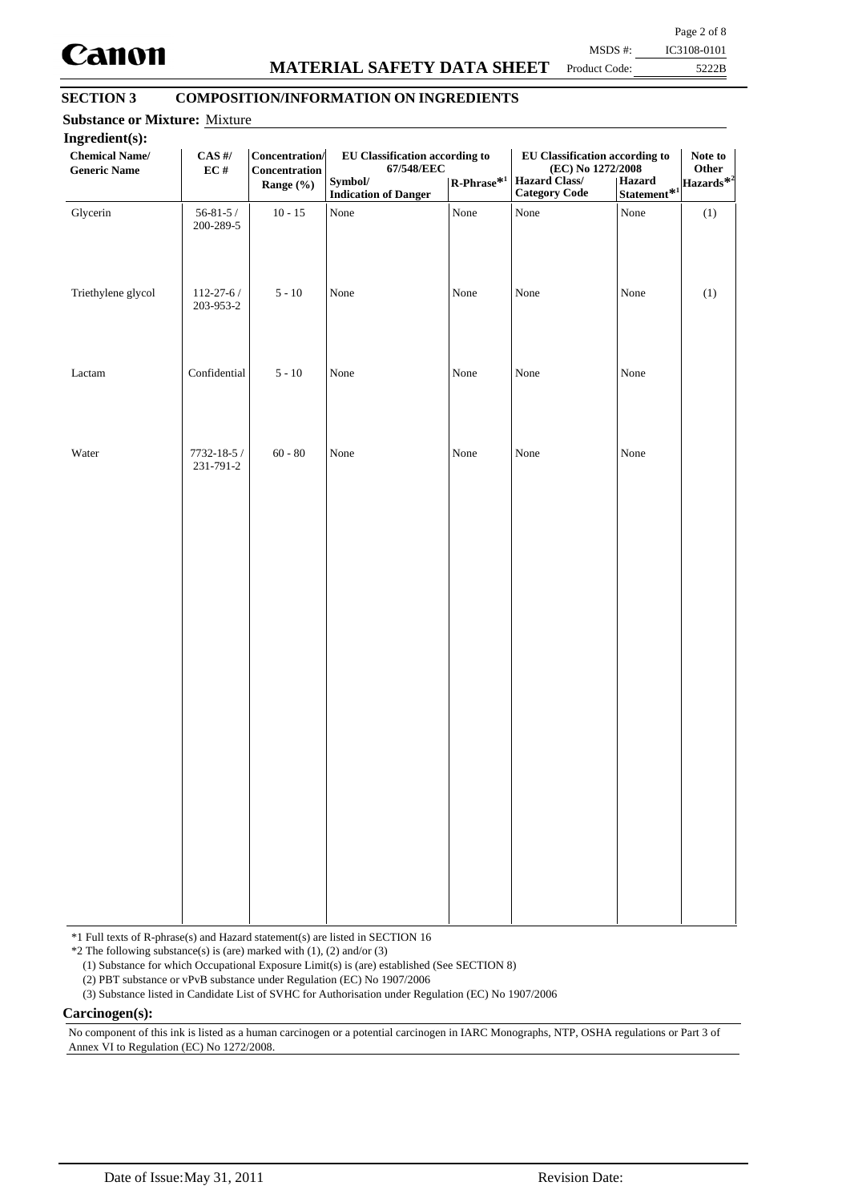## SECTION 3 COMPOSITION/INFORMATION ON INGREDIENTS

**Substance or Mixture:** Mixture

**Ingredient(s):**

| Chemical Name/ Generic Name | CAS #/ EC # | Concentration/ Concentration Range (%) | EU Classification according to 67/548/EEC | | EU Classification according to (EC) No 1272/2008 | | Note to Other Hazards*[2] |
|---|---|---|---|---|---|---|---|
| | | | Symbol/ Indication of Danger | R-Phrase*[1] | Hazard Class/ Category Code | Hazard Statement*[1] | |
| Glycerin | 56-81-5 / 200-289-5 | 10 - 15 | None | None | None | None | (1) |
| Triethylene glycol | 112-27-6 / 203-953-2 | 5 - 10 | None | None | None | None | (1) |
| Lactam | Confidential | 5 - 10 | None | None | None | None | |
| Water | 7732-18-5 / 231-791-2 | 60 - 80 | None | None | None | None | |

*1 Full texts of R-phrase(s) and Hazard statement(s) are listed in SECTION 16

*2 The following substance(s) is (are) marked with (1), (2) and/or (3)

(1) Substance for which Occupational Exposure Limit(s) is (are) established (See SECTION 8)

(2) PBT substance or vPvB substance under Regulation (EC) No 1907/2006

(3) Substance listed in Candidate List of SVHC for Authorisation under Regulation (EC) No 1907/2006

**Carcinogen(s):**

No component of this ink is listed as a human carcinogen or a potential carcinogen in IARC Monographs, NTP, OSHA regulations or Part 3 of Annex VI to Regulation (EC) No 1272/2008.

Date of Issue: May 31, 2011 Revision Date: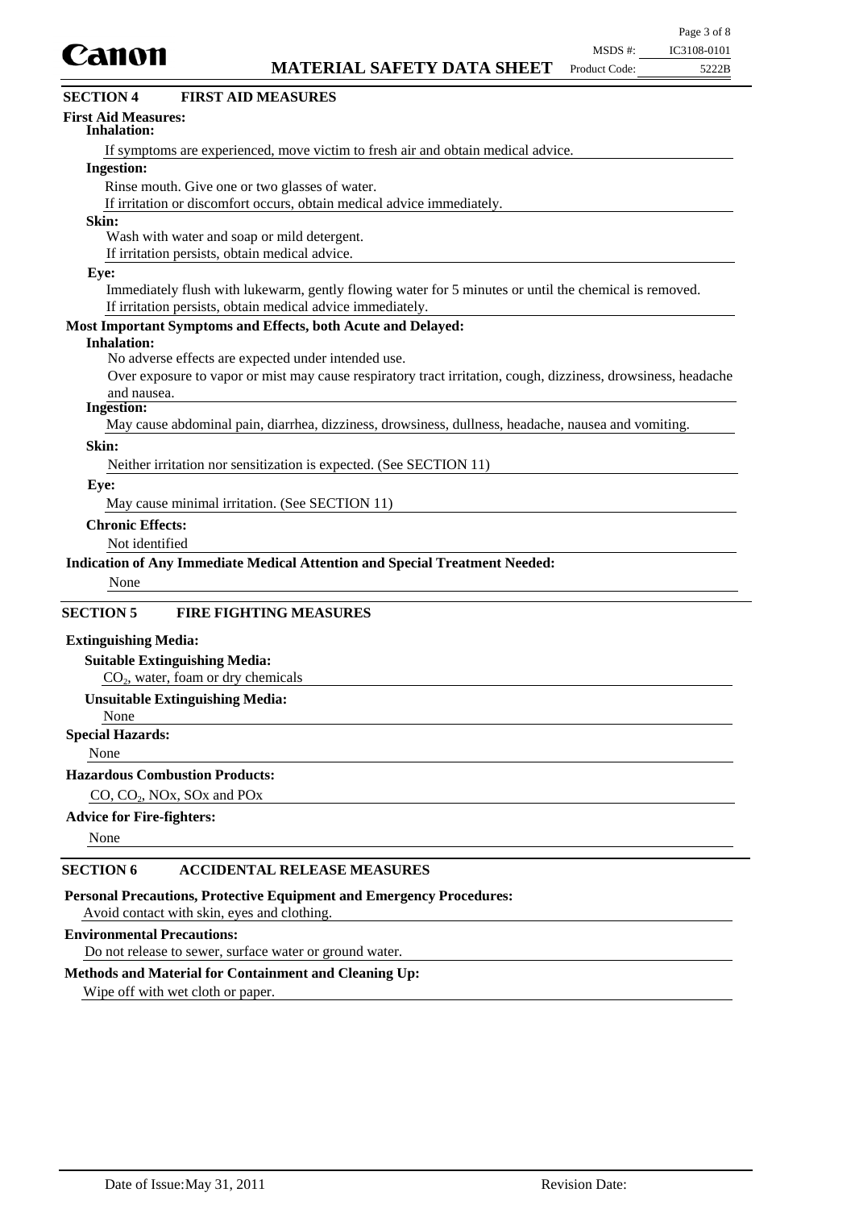## SECTION 4 FIRST AID MEASURES

**First Aid Measures:**

**Inhalation:**

If symptoms are experienced, move victim to fresh air and obtain medical advice.

**Ingestion:**

Rinse mouth. Give one or two glasses of water.
If irritation or discomfort occurs, obtain medical advice immediately.

**Skin:**

Wash with water and soap or mild detergent.
If irritation persists, obtain medical advice.

**Eye:**

Immediately flush with lukewarm, gently flowing water for 5 minutes or until the chemical is removed.
If irritation persists, obtain medical advice immediately.

**Most Important Symptoms and Effects, both Acute and Delayed:**

**Inhalation:**

No adverse effects are expected under intended use.
Over exposure to vapor or mist may cause respiratory tract irritation, cough, dizziness, drowsiness, headache and nausea.

**Ingestion:**

May cause abdominal pain, diarrhea, dizziness, drowsiness, dullness, headache, nausea and vomiting.

**Skin:**

Neither irritation nor sensitization is expected. (See SECTION 11)

**Eye:**

May cause minimal irritation. (See SECTION 11)

**Chronic Effects:**

Not identified

**Indication of Any Immediate Medical Attention and Special Treatment Needed:**

None

## SECTION 5 FIRE FIGHTING MEASURES

**Extinguishing Media:**

**Suitable Extinguishing Media:**

$CO_2$, water, foam or dry chemicals

**Unsuitable Extinguishing Media:**

None

**Special Hazards:**

None

**Hazardous Combustion Products:**

CO, $CO_2$, NOx, SOx and POx

**Advice for Fire-fighters:**

None

## SECTION 6 ACCIDENTAL RELEASE MEASURES

**Personal Precautions, Protective Equipment and Emergency Procedures:**

Avoid contact with skin, eyes and clothing.

**Environmental Precautions:**

Do not release to sewer, surface water or ground water.

**Methods and Material for Containment and Cleaning Up:**

Wipe off with wet cloth or paper.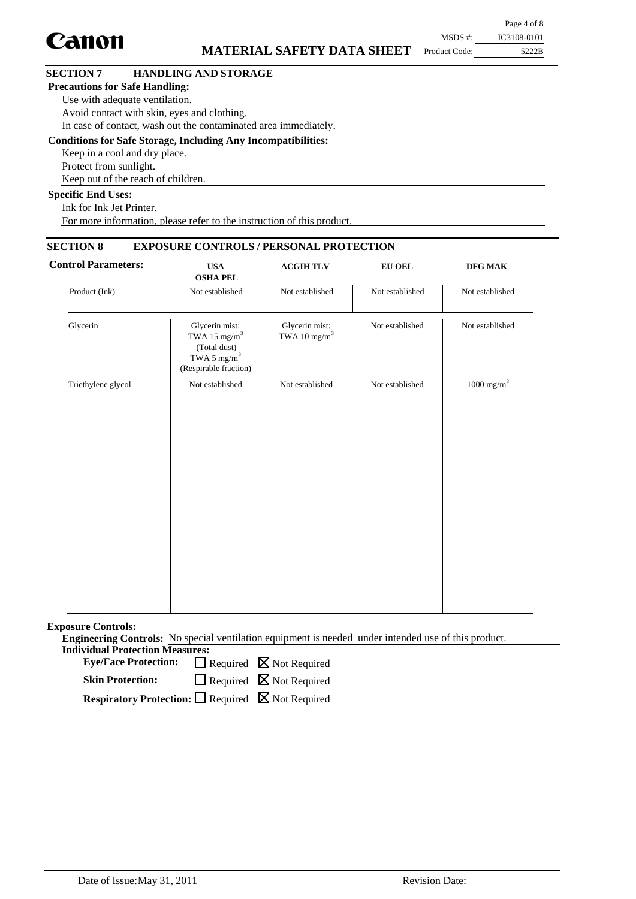## SECTION 7 HANDLING AND STORAGE

**Precautions for Safe Handling:**

Use with adequate ventilation.
Avoid contact with skin, eyes and clothing.
In case of contact, wash out the contaminated area immediately.

**Conditions for Safe Storage, Including Any Incompatibilities:**

Keep in a cool and dry place.
Protect from sunlight.
Keep out of the reach of children.

**Specific End Uses:**

Ink for Ink Jet Printer.
For more information, please refer to the instruction of this product.

## SECTION 8 EXPOSURE CONTROLS / PERSONAL PROTECTION

**Control Parameters:**

| | USA OSHA PEL | ACGIH TLV | EU OEL | DFG MAK |
|---|---|---|---|---|
| Product (Ink) | Not established | Not established | Not established | Not established |
| Glycerin | Glycerin mist: TWA 15 $mg/m^3$ (Total dust) TWA 5 $mg/m^3$ (Respirable fraction) | Glycerin mist: TWA 10 $mg/m^3$ | Not established | Not established |
| Triethylene glycol | Not established | Not established | Not established | 1000 $mg/m^3$ |

**Exposure Controls:**

**Engineering Controls:** No special ventilation equipment is needed under intended use of this product.

**Individual Protection Measures:**

**Eye/Face Protection:** ☐ Required ☒ Not Required

**Skin Protection:** ☐ Required ☒ Not Required

**Respiratory Protection:** ☐ Required ☒ Not Required

Date of Issue: May 31, 2011 Revision Date: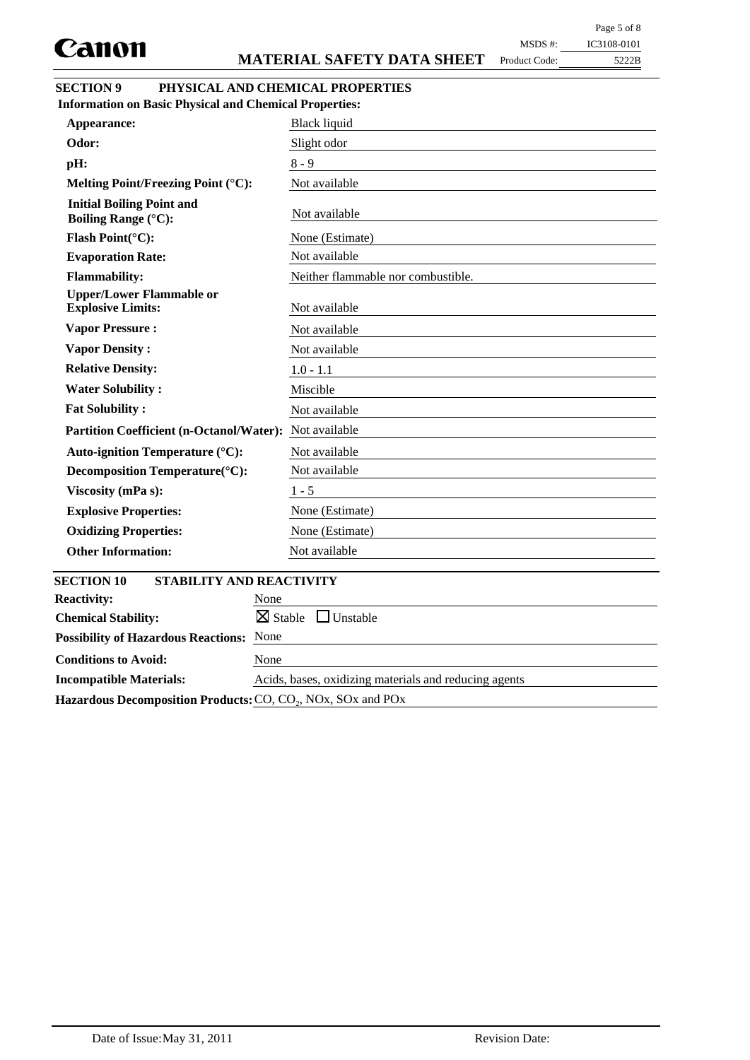## SECTION 9 PHYSICAL AND CHEMICAL PROPERTIES

**Information on Basic Physical and Chemical Properties:**

| Property | Value |
|---|---|
| **Appearance:** | Black liquid |
| **Odor:** | Slight odor |
| **pH:** | 8 - 9 |
| **Melting Point/Freezing Point (°C):** | Not available |
| **Initial Boiling Point and Boiling Range (°C):** | Not available |
| **Flash Point(°C):** | None (Estimate) |
| **Evaporation Rate:** | Not available |
| **Flammability:** | Neither flammable nor combustible. |
| **Upper/Lower Flammable or Explosive Limits:** | Not available |
| **Vapor Pressure :** | Not available |
| **Vapor Density :** | Not available |
| **Relative Density:** | 1.0 - 1.1 |
| **Water Solubility :** | Miscible |
| **Fat Solubility :** | Not available |
| **Partition Coefficient (n-Octanol/Water):** | Not available |
| **Auto-ignition Temperature (°C):** | Not available |
| **Decomposition Temperature(°C):** | Not available |
| **Viscosity (mPa s):** | 1 - 5 |
| **Explosive Properties:** | None (Estimate) |
| **Oxidizing Properties:** | None (Estimate) |
| **Other Information:** | Not available |

## SECTION 10 STABILITY AND REACTIVITY

| Property | Value |
|---|---|
| **Reactivity:** | None |
| **Chemical Stability:** | ☒ Stable ☐ Unstable |
| **Possibility of Hazardous Reactions:** | None |
| **Conditions to Avoid:** | None |
| **Incompatible Materials:** | Acids, bases, oxidizing materials and reducing agents |
| **Hazardous Decomposition Products:** | CO, $CO_2$, NOx, SOx and POx |

Date of Issue: May 31, 2011 Revision Date: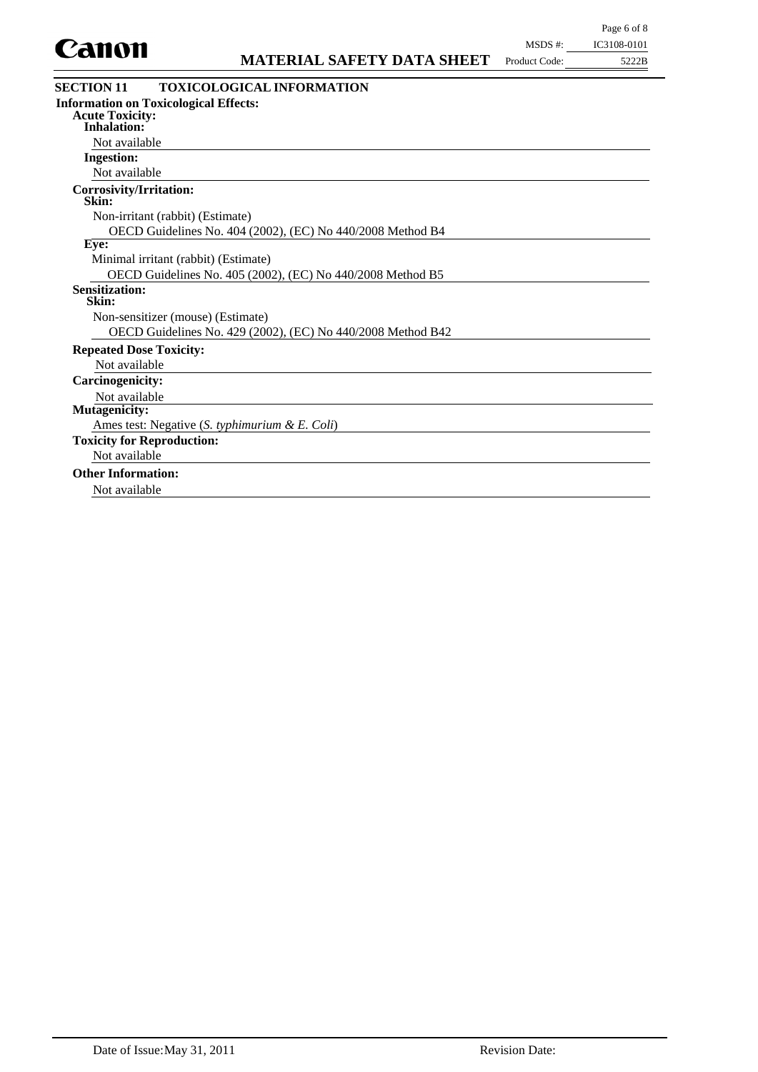## SECTION 11 TOXICOLOGICAL INFORMATION

**Information on Toxicological Effects:**

**Acute Toxicity:**

**Inhalation:**

Not available

**Ingestion:**

Not available

**Corrosivity/Irritation:**

**Skin:**

Non-irritant (rabbit) (Estimate)

OECD Guidelines No. 404 (2002), (EC) No 440/2008 Method B4

**Eye:**

Minimal irritant (rabbit) (Estimate)

OECD Guidelines No. 405 (2002), (EC) No 440/2008 Method B5

**Sensitization:**

**Skin:**

Non-sensitizer (mouse) (Estimate)

OECD Guidelines No. 429 (2002), (EC) No 440/2008 Method B42

**Repeated Dose Toxicity:**

Not available

**Carcinogenicity:**

Not available

**Mutagenicity:**

Ames test: Negative (*S. typhimurium & E. Coli*)

**Toxicity for Reproduction:**

Not available

**Other Information:**

Not available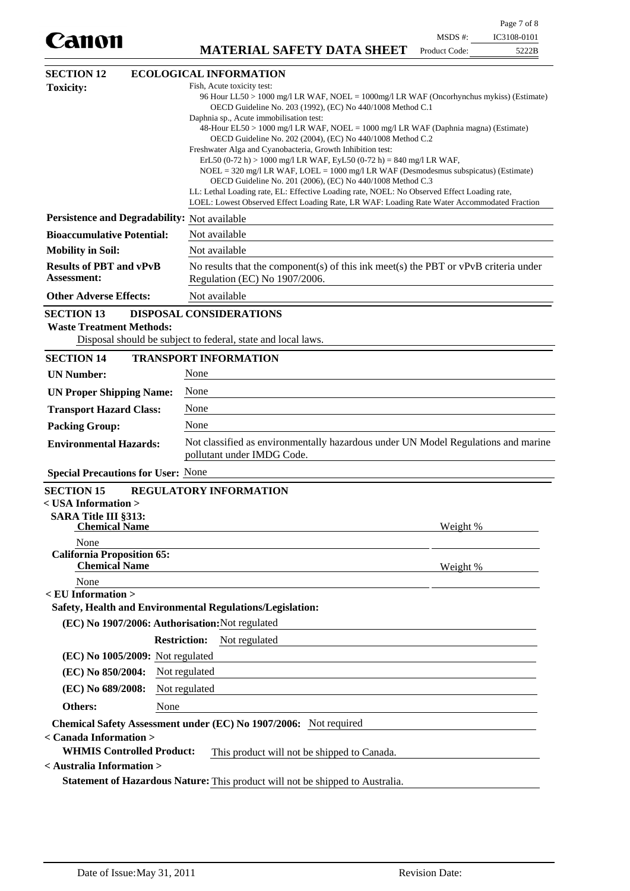## SECTION 12 ECOLOGICAL INFORMATION

**Toxicity:**

Fish, Acute toxicity test:
96 Hour LL50 > 1000 mg/l LR WAF, NOEL = 1000mg/l LR WAF (Oncorhynchus mykiss) (Estimate)
OECD Guideline No. 203 (1992), (EC) No 440/1008 Method C.1

Daphnia sp., Acute immobilisation test:
48-Hour EL50 > 1000 mg/l LR WAF, NOEL = 1000 mg/l LR WAF (Daphnia magna) (Estimate)
OECD Guideline No. 202 (2004), (EC) No 440/1008 Method C.2

Freshwater Alga and Cyanobacteria, Growth Inhibition test:
ErL50 (0-72 h) > 1000 mg/l LR WAF, EyL50 (0-72 h) = 840 mg/l LR WAF,
NOEL = 320 mg/l LR WAF, LOEL = 1000 mg/l LR WAF (Desmodesmus subspicatus) (Estimate)
OECD Guideline No. 201 (2006), (EC) No 440/1008 Method C.3

LL: Lethal Loading rate, EL: Effective Loading rate, NOEL: No Observed Effect Loading rate,
LOEL: Lowest Observed Effect Loading Rate, LR WAF: Loading Rate Water Accommodated Fraction

**Persistence and Degradability:** Not available

**Bioaccumulative Potential:** Not available

**Mobility in Soil:** Not available

**Results of PBT and vPvB Assessment:** No results that the component(s) of this ink meet(s) the PBT or vPvB criteria under Regulation (EC) No 1907/2006.

**Other Adverse Effects:** Not available

## SECTION 13 DISPOSAL CONSIDERATIONS

**Waste Treatment Methods:**
Disposal should be subject to federal, state and local laws.

## SECTION 14 TRANSPORT INFORMATION

**UN Number:** None

**UN Proper Shipping Name:** None

**Transport Hazard Class:** None

**Packing Group:** None

**Environmental Hazards:** Not classified as environmentally hazardous under UN Model Regulations and marine pollutant under IMDG Code.

**Special Precautions for User:** None

## SECTION 15 REGULATORY INFORMATION

**< USA Information >**

**SARA Title III §313:**

| Chemical Name | Weight % |
|---|---|
| None | |

**California Proposition 65:**

| Chemical Name | Weight % |
|---|---|
| None | |

**< EU Information >**

**Safety, Health and Environmental Regulations/Legislation:**

**(EC) No 1907/2006: Authorisation:** Not regulated

**Restriction:** Not regulated

**(EC) No 1005/2009:** Not regulated

**(EC) No 850/2004:** Not regulated

**(EC) No 689/2008:** Not regulated

**Others:** None

**Chemical Safety Assessment under (EC) No 1907/2006:** Not required

**< Canada Information >**

**WHMIS Controlled Product:** This product will not be shipped to Canada.

**< Australia Information >**

**Statement of Hazardous Nature:** This product will not be shipped to Australia.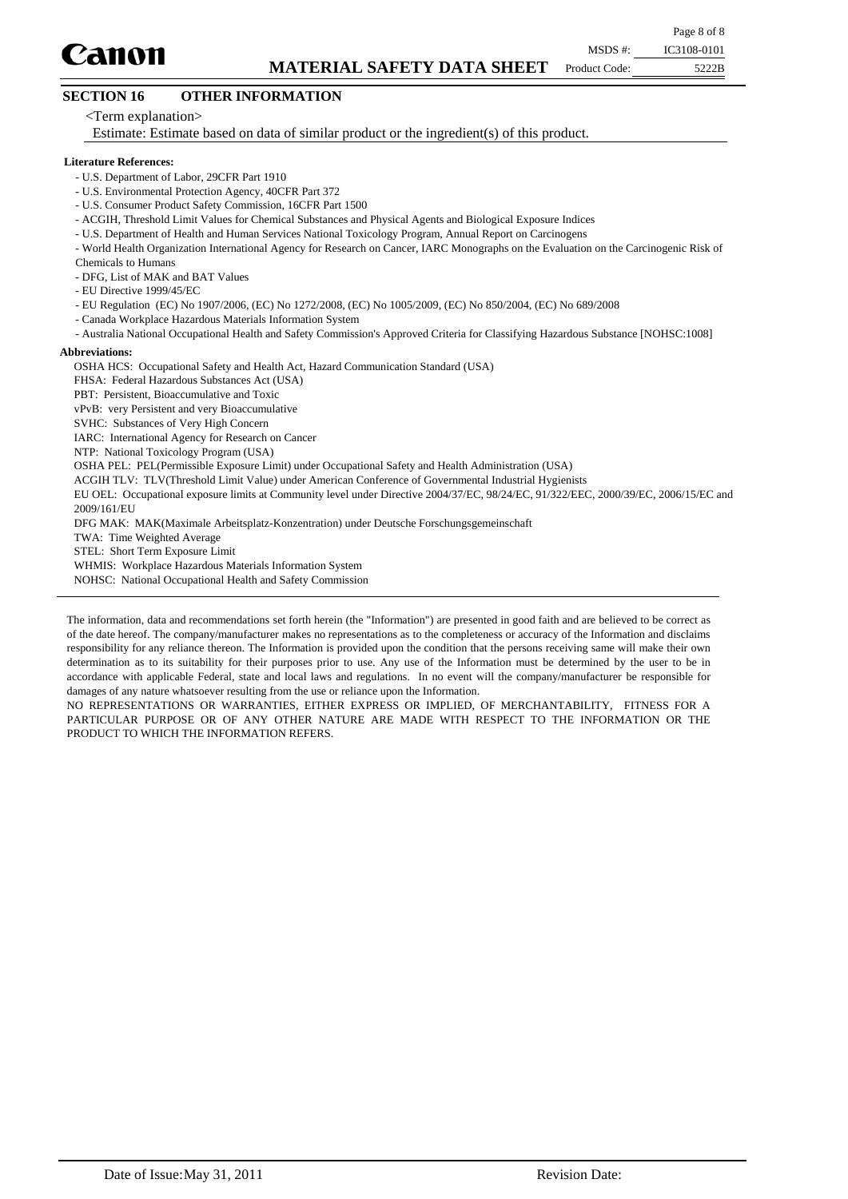## SECTION 16 OTHER INFORMATION

<Term explanation>

Estimate: Estimate based on data of similar product or the ingredient(s) of this product.

**Literature References:**

- U.S. Department of Labor, 29CFR Part 1910
- U.S. Environmental Protection Agency, 40CFR Part 372
- U.S. Consumer Product Safety Commission, 16CFR Part 1500
- ACGIH, Threshold Limit Values for Chemical Substances and Physical Agents and Biological Exposure Indices
- U.S. Department of Health and Human Services National Toxicology Program, Annual Report on Carcinogens
- World Health Organization International Agency for Research on Cancer, IARC Monographs on the Evaluation on the Carcinogenic Risk of Chemicals to Humans
- DFG, List of MAK and BAT Values
- EU Directive 1999/45/EC
- EU Regulation (EC) No 1907/2006, (EC) No 1272/2008, (EC) No 1005/2009, (EC) No 850/2004, (EC) No 689/2008
- Canada Workplace Hazardous Materials Information System
- Australia National Occupational Health and Safety Commission's Approved Criteria for Classifying Hazardous Substance [NOHSC:1008]

**Abbreviations:**

OSHA HCS: Occupational Safety and Health Act, Hazard Communication Standard (USA)
FHSA: Federal Hazardous Substances Act (USA)
PBT: Persistent, Bioaccumulative and Toxic
vPvB: very Persistent and very Bioaccumulative
SVHC: Substances of Very High Concern
IARC: International Agency for Research on Cancer
NTP: National Toxicology Program (USA)
OSHA PEL: PEL(Permissible Exposure Limit) under Occupational Safety and Health Administration (USA)
ACGIH TLV: TLV(Threshold Limit Value) under American Conference of Governmental Industrial Hygienists
EU OEL: Occupational exposure limits at Community level under Directive 2004/37/EC, 98/24/EC, 91/322/EEC, 2000/39/EC, 2006/15/EC and 2009/161/EU
DFG MAK: MAK(Maximale Arbeitsplatz-Konzentration) under Deutsche Forschungsgemeinschaft
TWA: Time Weighted Average
STEL: Short Term Exposure Limit
WHMIS: Workplace Hazardous Materials Information System
NOHSC: National Occupational Health and Safety Commission

---

The information, data and recommendations set forth herein (the "Information") are presented in good faith and are believed to be correct as of the date hereof. The company/manufacturer makes no representations as to the completeness or accuracy of the Information and disclaims responsibility for any reliance thereon. The Information is provided upon the condition that the persons receiving same will make their own determination as to its suitability for their purposes prior to use. Any use of the Information must be determined by the user to be in accordance with applicable Federal, state and local laws and regulations. In no event will the company/manufacturer be responsible for damages of any nature whatsoever resulting from the use or reliance upon the Information.

NO REPRESENTATIONS OR WARRANTIES, EITHER EXPRESS OR IMPLIED, OF MERCHANTABILITY, FITNESS FOR A PARTICULAR PURPOSE OR OF ANY OTHER NATURE ARE MADE WITH RESPECT TO THE INFORMATION OR THE PRODUCT TO WHICH THE INFORMATION REFERS.